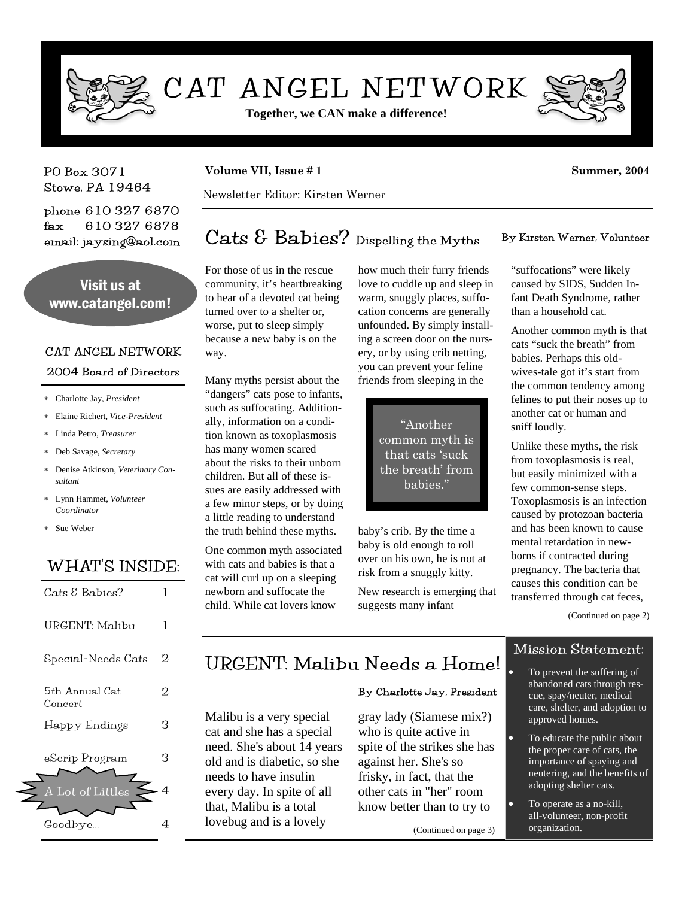# CAT ANGEL NETWORK

**Together, we CAN make a difference!**

PO Box 3071
Stowe, PA 19464

phone 610 327 6870
fax 610 327 6878
email: jaysing@aol.com

Visit us at www.catangel.com!

**CAT ANGEL NETWORK**
**2004 Board of Directors**

- Charlotte Jay, *President*
- Elaine Richert, *Vice-President*
- Linda Petro, *Treasurer*
- Deb Savage, *Secretary*
- Denise Atkinson, *Veterinary Consultant*
- Lynn Hammet, *Volunteer Coordinator*
- Sue Weber

## WHAT'S INSIDE:

| | |
|---|---|
| Cats & Babies? | 1 |
| URGENT: Malibu | 1 |
| Special-Needs Cats | 2 |
| 5th Annual Cat Concert | 2 |
| Happy Endings | 3 |
| eScrip Program | 3 |
| A Lot of Littles | 4 |
| Goodbye... | 4 |

**Volume VII, Issue # 1** **Summer, 2004**

Newsletter Editor: Kirsten Werner

## Cats & Babies? Dispelling the Myths

By Kirsten Werner, Volunteer

For those of us in the rescue community, it's heartbreaking to hear of a devoted cat being turned over to a shelter or, worse, put to sleep simply because a new baby is on the way.

Many myths persist about the "dangers" cats pose to infants, such as suffocating. Additionally, information on a condition known as toxoplasmosis has many women scared about the risks to their unborn children. But all of these issues are easily addressed with a few minor steps, or by doing a little reading to understand the truth behind these myths.

One common myth associated with cats and babies is that a cat will curl up on a sleeping newborn and suffocate the child. While cat lovers know how much their furry friends love to cuddle up and sleep in warm, snuggly places, suffocation concerns are generally unfounded. By simply installing a screen door on the nursery, or by using crib netting, you can prevent your feline friends from sleeping in the baby's crib. By the time a baby is old enough to roll over on his own, he is not at risk from a snuggly kitty.

> "Another common myth is that cats 'suck the breath' from babies."

New research is emerging that suggests many infant "suffocations" were likely caused by SIDS, Sudden Infant Death Syndrome, rather than a household cat.

Another common myth is that cats "suck the breath" from babies. Perhaps this old-wives-tale got it's start from the common tendency among felines to put their noses up to another cat or human and sniff loudly.

Unlike these myths, the risk from toxoplasmosis is real, but easily minimized with a few common-sense steps. Toxoplasmosis is an infection caused by protozoan bacteria and has been known to cause mental retardation in newborns if contracted during pregnancy. The bacteria that causes this condition can be transferred through cat feces,

(Continued on page 2)

## URGENT: Malibu Needs a Home!

By Charlotte Jay, President

Malibu is a very special cat and she has a special need. She's about 14 years old and is diabetic, so she needs to have insulin every day. In spite of all that, Malibu is a total lovebug and is a lovely gray lady (Siamese mix?) who is quite active in spite of the strikes she has against her. She's so frisky, in fact, that the other cats in "her" room know better than to try to

(Continued on page 3)

### Mission Statement:

- To prevent the suffering of abandoned cats through rescue, spay/neuter, medical care, shelter, and adoption to approved homes.
- To educate the public about the proper care of cats, the importance of spaying and neutering, and the benefits of adopting shelter cats.
- To operate as a no-kill, all-volunteer, non-profit organization.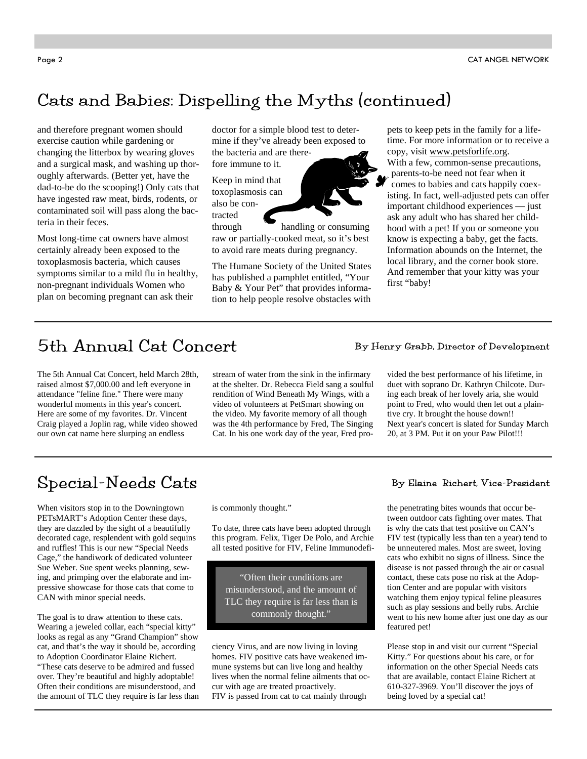## Cats and Babies: Dispelling the Myths (continued)

and therefore pregnant women should exercise caution while gardening or changing the litterbox by wearing gloves and a surgical mask, and washing up thoroughly afterwards. (Better yet, have the dad-to-be do the scooping!) Only cats that have ingested raw meat, birds, rodents, or contaminated soil will pass along the bacteria in their feces.

Most long-time cat owners have almost certainly already been exposed to the toxoplasmosis bacteria, which causes symptoms similar to a mild flu in healthy, non-pregnant individuals Women who plan on becoming pregnant can ask their doctor for a simple blood test to determine if they've already been exposed to the bacteria and are therefore immune to it.

Keep in mind that toxoplasmosis can also be contracted through handling or consuming raw or partially-cooked meat, so it's best to avoid rare meats during pregnancy.

The Humane Society of the United States has published a pamphlet entitled, "Your Baby & Your Pet" that provides information to help people resolve obstacles with pets to keep pets in the family for a lifetime. For more information or to receive a copy, visit www.petsforlife.org.

With a few, common-sense precautions, parents-to-be need not fear when it comes to babies and cats happily coexisting. In fact, well-adjusted pets can offer important childhood experiences — just ask any adult who has shared her childhood with a pet! If you or someone you know is expecting a baby, get the facts. Information abounds on the Internet, the local library, and the corner book store. And remember that your kitty was your first "baby!

## 5th Annual Cat Concert

By Henry Grabb, Director of Development

The 5th Annual Cat Concert, held March 28th, raised almost $7,000.00 and left everyone in attendance "feline fine." There were many wonderful moments in this year's concert. Here are some of my favorites. Dr. Vincent Craig played a Joplin rag, while video showed our own cat name here slurping an endless stream of water from the sink in the infirmary at the shelter. Dr. Rebecca Field sang a soulful rendition of Wind Beneath My Wings, with a video of volunteers at PetSmart showing on the video. My favorite memory of all though was the 4th performance by Fred, The Singing Cat. In his one work day of the year, Fred provided the best performance of his lifetime, in duet with soprano Dr. Kathryn Chilcote. During each break of her lovely aria, she would point to Fred, who would then let out a plaintive cry. It brought the house down!!

Next year's concert is slated for Sunday March 20, at 3 PM. Put it on your Paw Pilot!!!

## Special-Needs Cats

By Elaine Richert, Vice-President

When visitors stop in to the Downingtown PETsMART's Adoption Center these days, they are dazzled by the sight of a beautifully decorated cage, resplendent with gold sequins and ruffles! This is our new "Special Needs Cage," the handiwork of dedicated volunteer Sue Weber. Sue spent weeks planning, sewing, and primping over the elaborate and impressive showcase for those cats that come to CAN with minor special needs.

The goal is to draw attention to these cats. Wearing a jeweled collar, each "special kitty" looks as regal as any "Grand Champion" show cat, and that's the way it should be, according to Adoption Coordinator Elaine Richert. "These cats deserve to be admired and fussed over. They're beautiful and highly adoptable! Often their conditions are misunderstood, and the amount of TLC they require is far less than is commonly thought."

To date, three cats have been adopted through this program. Felix, Tiger De Polo, and Archie all tested positive for FIV, Feline Immunodeficiency Virus, and are now living in loving homes. FIV positive cats have weakened immune systems but can live long and healthy lives when the normal feline ailments that occur with age are treated proactively.

> "Often their conditions are misunderstood, and the amount of TLC they require is far less than is commonly thought."

FIV is passed from cat to cat mainly through the penetrating bites wounds that occur between outdoor cats fighting over mates. That is why the cats that test positive on CAN's FIV test (typically less than ten a year) tend to be unneutered males. Most are sweet, loving cats who exhibit no signs of illness. Since the disease is not passed through the air or casual contact, these cats pose no risk at the Adoption Center and are popular with visitors watching them enjoy typical feline pleasures such as play sessions and belly rubs. Archie went to his new home after just one day as our featured pet!

Please stop in and visit our current "Special Kitty." For questions about his care, or for information on the other Special Needs cats that are available, contact Elaine Richert at 610-327-3969. You'll discover the joys of being loved by a special cat!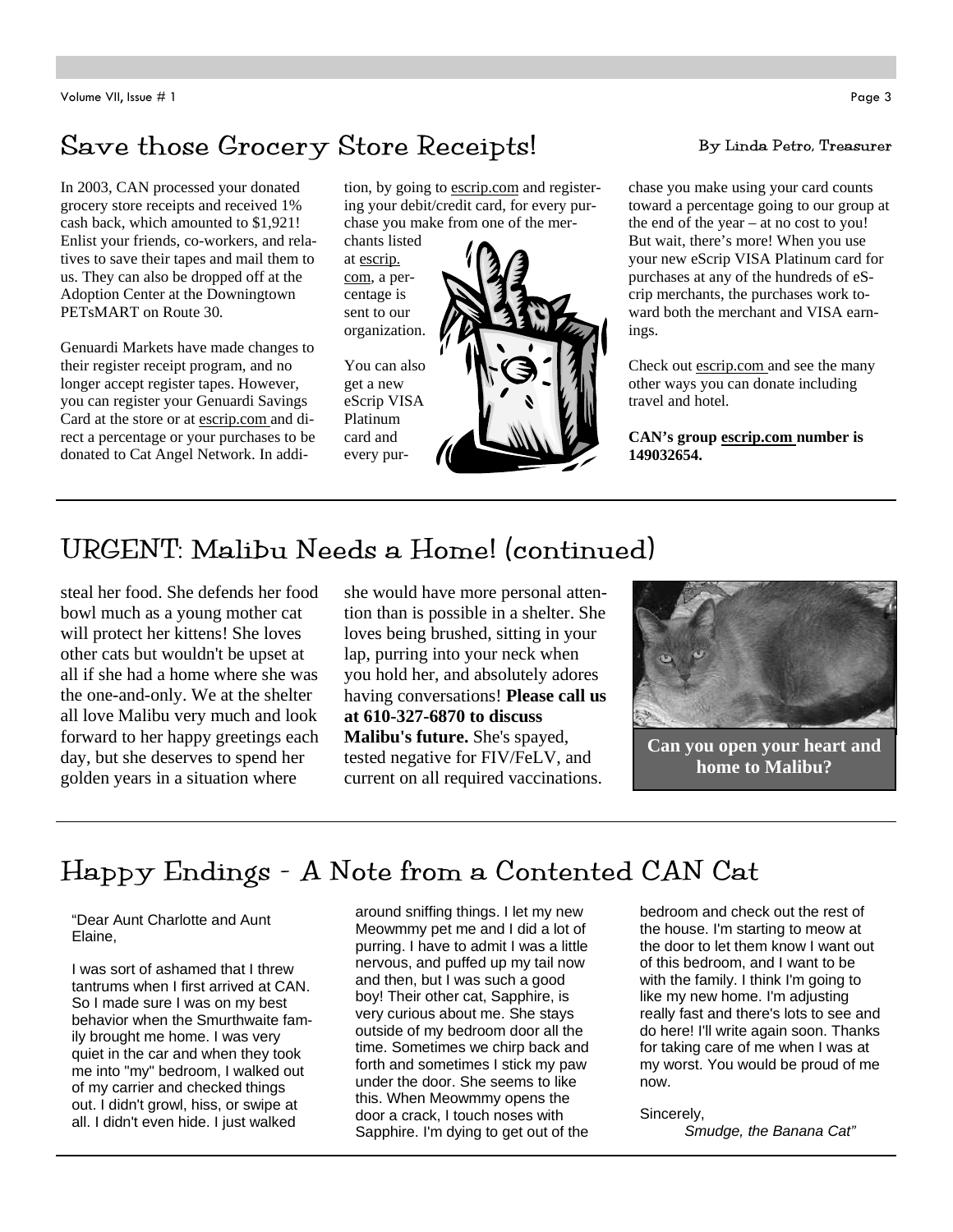## Save those Grocery Store Receipts!

By Linda Petro, Treasurer

In 2003, CAN processed your donated grocery store receipts and received 1% cash back, which amounted to $1,921! Enlist your friends, co-workers, and relatives to save their tapes and mail them to us. They can also be dropped off at the Adoption Center at the Downingtown PETsMART on Route 30.

Genuardi Markets have made changes to their register receipt program, and no longer accept register tapes. However, you can register your Genuardi Savings Card at the store or at escrip.com and direct a percentage or your purchases to be donated to Cat Angel Network. In addition, by going to escrip.com and registering your debit/credit card, for every purchase you make from one of the merchants listed at escrip.com, a percentage is sent to our organization.

You can also get a new eScrip VISA Platinum card and every purchase you make using your card counts toward a percentage going to our group at the end of the year – at no cost to you! But wait, there's more! When you use your new eScrip VISA Platinum card for purchases at any of the hundreds of eScrip merchants, the purchases work toward both the merchant and VISA earnings.

Check out escrip.com and see the many other ways you can donate including travel and hotel.

**CAN's group escrip.com number is 149032654.**

## URGENT: Malibu Needs a Home! (continued)

steal her food. She defends her food bowl much as a young mother cat will protect her kittens! She loves other cats but wouldn't be upset at all if she had a home where she was the one-and-only. We at the shelter all love Malibu very much and look forward to her happy greetings each day, but she deserves to spend her golden years in a situation where she would have more personal attention than is possible in a shelter. She loves being brushed, sitting in your lap, purring into your neck when you hold her, and absolutely adores having conversations! **Please call us at 610-327-6870 to discuss Malibu's future.** She's spayed, tested negative for FIV/FeLV, and current on all required vaccinations.

**Can you open your heart and home to Malibu?**

## Happy Endings - A Note from a Contented CAN Cat

"Dear Aunt Charlotte and Aunt Elaine,

I was sort of ashamed that I threw tantrums when I first arrived at CAN. So I made sure I was on my best behavior when the Smurthwaite family brought me home. I was very quiet in the car and when they took me into "my" bedroom, I walked out of my carrier and checked things out. I didn't growl, hiss, or swipe at all. I didn't even hide. I just walked around sniffing things. I let my new Meowmmy pet me and I did a lot of purring. I have to admit I was a little nervous, and puffed up my tail now and then, but I was such a good boy! Their other cat, Sapphire, is very curious about me. She stays outside of my bedroom door all the time. Sometimes we chirp back and forth and sometimes I stick my paw under the door. She seems to like this. When Meowmmy opens the door a crack, I touch noses with Sapphire. I'm dying to get out of the bedroom and check out the rest of the house. I'm starting to meow at the door to let them know I want out of this bedroom, and I want to be with the family. I think I'm going to like my new home. I'm adjusting really fast and there's lots to see and do here! I'll write again soon. Thanks for taking care of me when I was at my worst. You would be proud of me now.

Sincerely,

*Smudge, the Banana Cat"*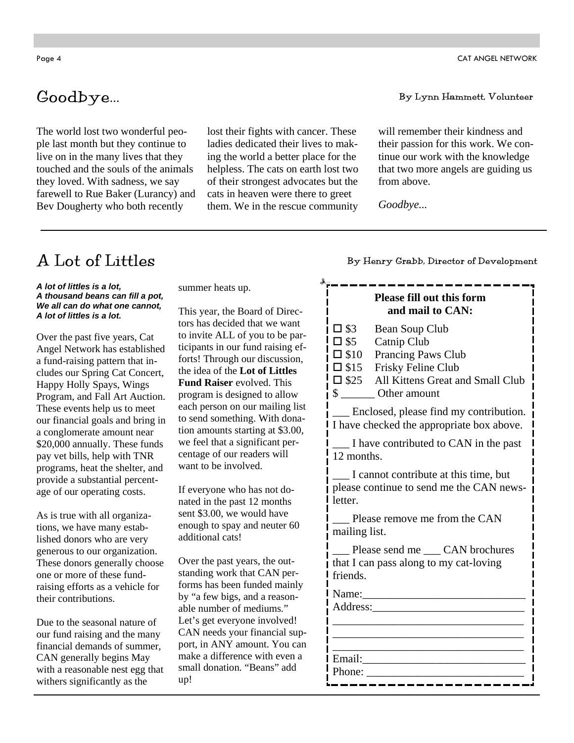## Goodbye...

By Lynn Hammett, Volunteer

The world lost two wonderful people last month but they continue to live on in the many lives that they touched and the souls of the animals they loved. With sadness, we say farewell to Rue Baker (Lurancy) and Bev Dougherty who both recently lost their fights with cancer. These ladies dedicated their lives to making the world a better place for the helpless. The cats on earth lost two of their strongest advocates but the cats in heaven were there to greet them. We in the rescue community will remember their kindness and their passion for this work. We continue our work with the knowledge that two more angels are guiding us from above.

*Goodbye...*

---

## A Lot of Littles

By Henry Grabb, Director of Development

***A lot of littles is a lot,***
***A thousand beans can fill a pot,***
***We all can do what one cannot,***
***A lot of littles is a lot.***

Over the past five years, Cat Angel Network has established a fund-raising pattern that includes our Spring Cat Concert, Happy Holly Spays, Wings Program, and Fall Art Auction. These events help us to meet our financial goals and bring in a conglomerate amount near $20,000 annually. These funds pay vet bills, help with TNR programs, heat the shelter, and provide a substantial percentage of our operating costs.

As is true with all organizations, we have many established donors who are very generous to our organization. These donors generally choose one or more of these fund-raising efforts as a vehicle for their contributions.

Due to the seasonal nature of our fund raising and the many financial demands of summer, CAN generally begins May with a reasonable nest egg that withers significantly as the summer heats up.

This year, the Board of Directors has decided that we want to invite ALL of you to be participants in our fund raising efforts! Through our discussion, the idea of the **Lot of Littles Fund Raiser** evolved. This program is designed to allow each person on our mailing list to send something. With donation amounts starting at $3.00, we feel that a significant percentage of our readers will want to be involved.

If everyone who has not donated in the past 12 months sent $3.00, we would have enough to spay and neuter 60 additional cats!

Over the past years, the outstanding work that CAN performs has been funded mainly by "a few bigs, and a reasonable number of mediums." Let's get everyone involved! CAN needs your financial support, in ANY amount. You can make a difference with even a small donation. "Beans" add up!

**Please fill out this form and mail to CAN:**

- ☐ $3 Bean Soup Club
- ☐ $5 Catnip Club
- ☐ $10 Prancing Paws Club
- ☐ $15 Frisky Feline Club
- ☐ $25 All Kittens Great and Small Club
- $ ______ Other amount

___ Enclosed, please find my contribution. I have checked the appropriate box above.

___ I have contributed to CAN in the past 12 months.

___ I cannot contribute at this time, but please continue to send me the CAN newsletter.

___ Please remove me from the CAN mailing list.

___ Please send me ___ CAN brochures that I can pass along to my cat-loving friends.

Name:____________________________
Address:__________________________
__________________________________
__________________________________
__________________________________
Email:____________________________
Phone: ___________________________